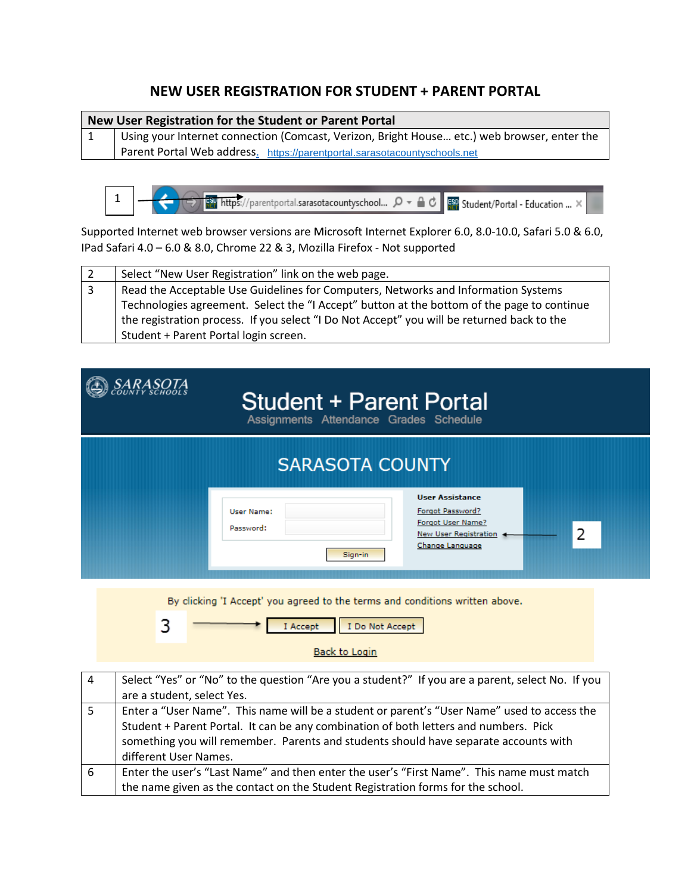# NEW USER REGISTRATION FOR STUDENT + PARENT PORTAL

| New User Registration for the Student or Parent Portal | |
|---|---|
| 1 | Using your Internet connection (Comcast, Verizon, Bright House… etc.) web browser, enter the Parent Portal Web address. https://parentportal.sarasotacountyschools.net |

Supported Internet web browser versions are Microsoft Internet Explorer 6.0, 8.0-10.0, Safari 5.0 & 6.0, IPad Safari 4.0 – 6.0 & 8.0, Chrome 22 & 3, Mozilla Firefox - Not supported

| | |
|---|---|
| 2 | Select "New User Registration" link on the web page. |
| 3 | Read the Acceptable Use Guidelines for Computers, Networks and Information Systems Technologies agreement. Select the "I Accept" button at the bottom of the page to continue the registration process. If you select "I Do Not Accept" you will be returned back to the Student + Parent Portal login screen. |

| | |
|---|---|
| 4 | Select "Yes" or "No" to the question "Are you a student?" If you are a parent, select No. If you are a student, select Yes. |
| 5 | Enter a "User Name". This name will be a student or parent's "User Name" used to access the Student + Parent Portal. It can be any combination of both letters and numbers. Pick something you will remember. Parents and students should have separate accounts with different User Names. |
| 6 | Enter the user's "Last Name" and then enter the user's "First Name". This name must match the name given as the contact on the Student Registration forms for the school. |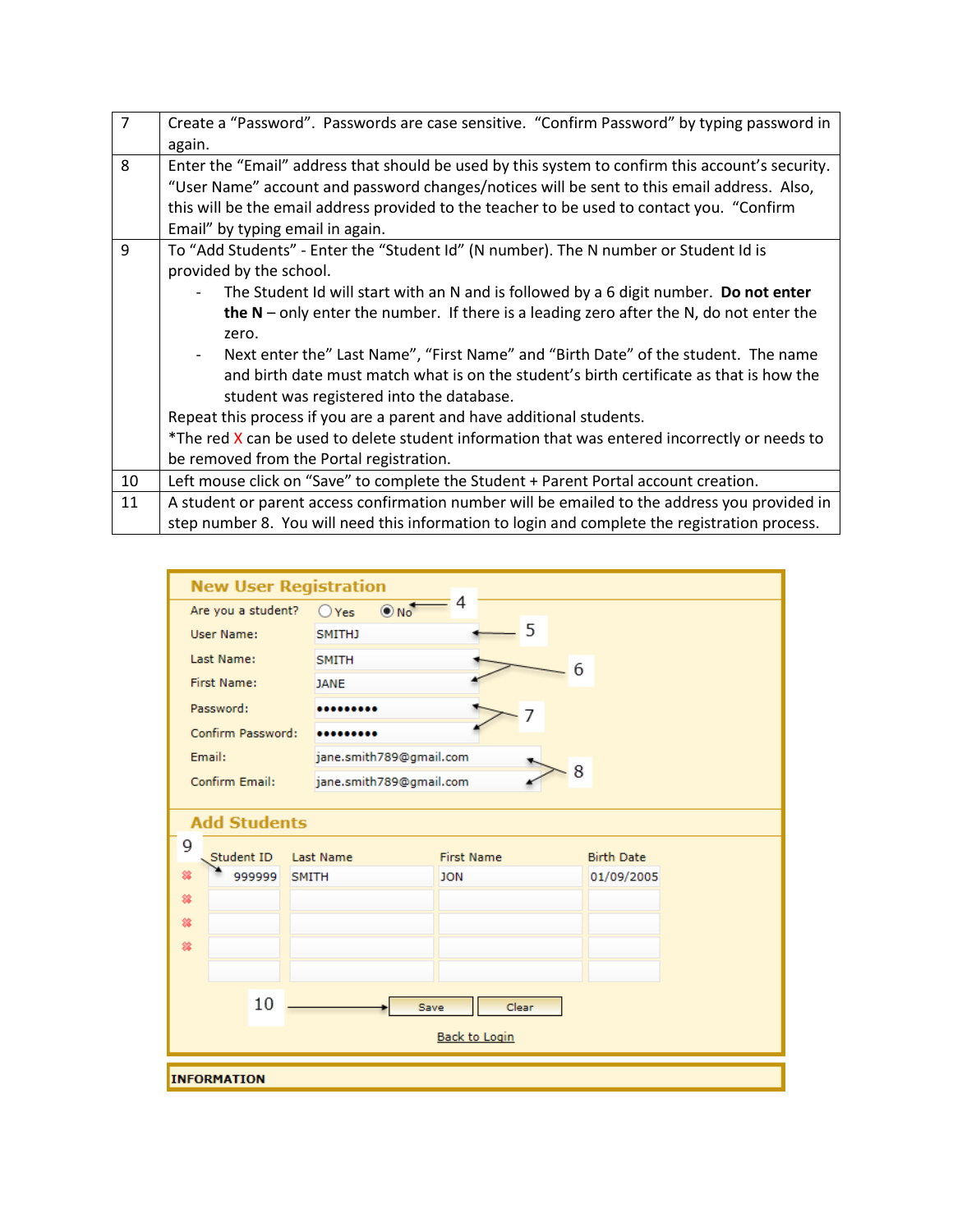| | |
|---|---|
| 7 | Create a "Password". Passwords are case sensitive. "Confirm Password" by typing password in again. |
| 8 | Enter the "Email" address that should be used by this system to confirm this account's security. "User Name" account and password changes/notices will be sent to this email address. Also, this will be the email address provided to the teacher to be used to contact you. "Confirm Email" by typing email in again. |
| 9 | To "Add Students" - Enter the "Student Id" (N number). The N number or Student Id is provided by the school.<br>- The Student Id will start with an N and is followed by a 6 digit number. **Do not enter the N** – only enter the number. If there is a leading zero after the N, do not enter the zero.<br>- Next enter the" Last Name", "First Name" and "Birth Date" of the student. The name and birth date must match what is on the student's birth certificate as that is how the student was registered into the database.<br>Repeat this process if you are a parent and have additional students.<br>*The red X can be used to delete student information that was entered incorrectly or needs to be removed from the Portal registration. |
| 10 | Left mouse click on "Save" to complete the Student + Parent Portal account creation. |
| 11 | A student or parent access confirmation number will be emailed to the address you provided in step number 8. You will need this information to login and complete the registration process. |

**New User Registration**

Are you a student? ○ Yes ◉ No — 4

User Name: SMITHJ — 5

Last Name: SMITH — 6

First Name: JANE

Password: ••••••••• — 7

Confirm Password: •••••••••

Email: jane.smith789@gmail.com — 8

Confirm Email: jane.smith789@gmail.com

**Add Students**

9

| Student ID | Last Name | First Name | Birth Date |
|---|---|---|---|
| 999999 | SMITH | JON | 01/09/2005 |

10 → Save Clear

Back to Login

**INFORMATION**